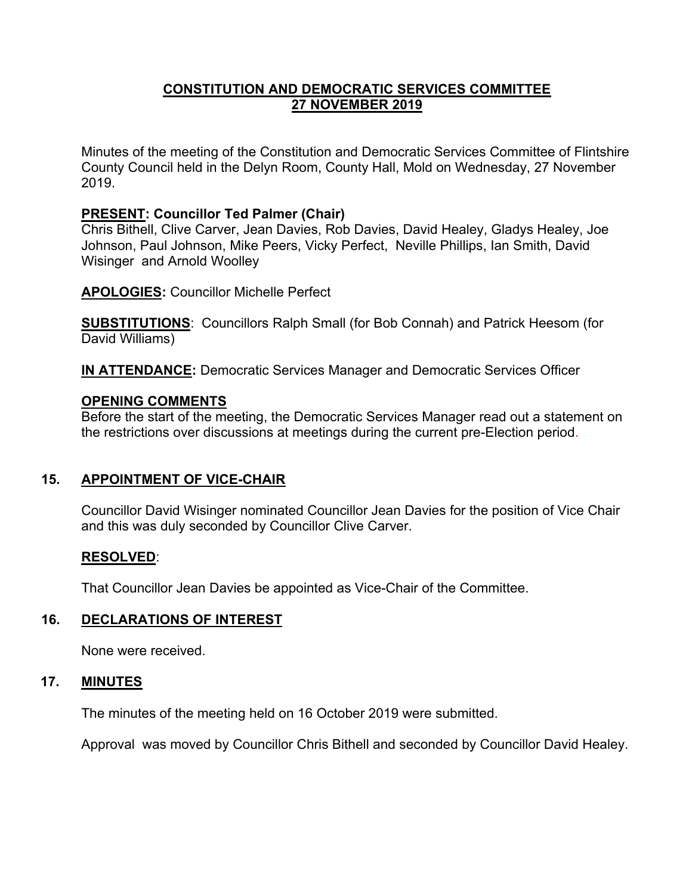# CONSTITUTION AND DEMOCRATIC SERVICES COMMITTEE
# 27 NOVEMBER 2019

Minutes of the meeting of the Constitution and Democratic Services Committee of Flintshire County Council held in the Delyn Room, County Hall, Mold on Wednesday, 27 November 2019.

**PRESENT: Councillor Ted Palmer (Chair)**
Chris Bithell, Clive Carver, Jean Davies, Rob Davies, David Healey, Gladys Healey, Joe Johnson, Paul Johnson, Mike Peers, Vicky Perfect, Neville Phillips, Ian Smith, David Wisinger and Arnold Woolley

**APOLOGIES:** Councillor Michelle Perfect

**SUBSTITUTIONS**: Councillors Ralph Small (for Bob Connah) and Patrick Heesom (for David Williams)

**IN ATTENDANCE:** Democratic Services Manager and Democratic Services Officer

**OPENING COMMENTS**
Before the start of the meeting, the Democratic Services Manager read out a statement on the restrictions over discussions at meetings during the current pre-Election period.

## 15. APPOINTMENT OF VICE-CHAIR

Councillor David Wisinger nominated Councillor Jean Davies for the position of Vice Chair and this was duly seconded by Councillor Clive Carver.

**RESOLVED**:

That Councillor Jean Davies be appointed as Vice-Chair of the Committee.

## 16. DECLARATIONS OF INTEREST

None were received.

## 17. MINUTES

The minutes of the meeting held on 16 October 2019 were submitted.

Approval was moved by Councillor Chris Bithell and seconded by Councillor David Healey.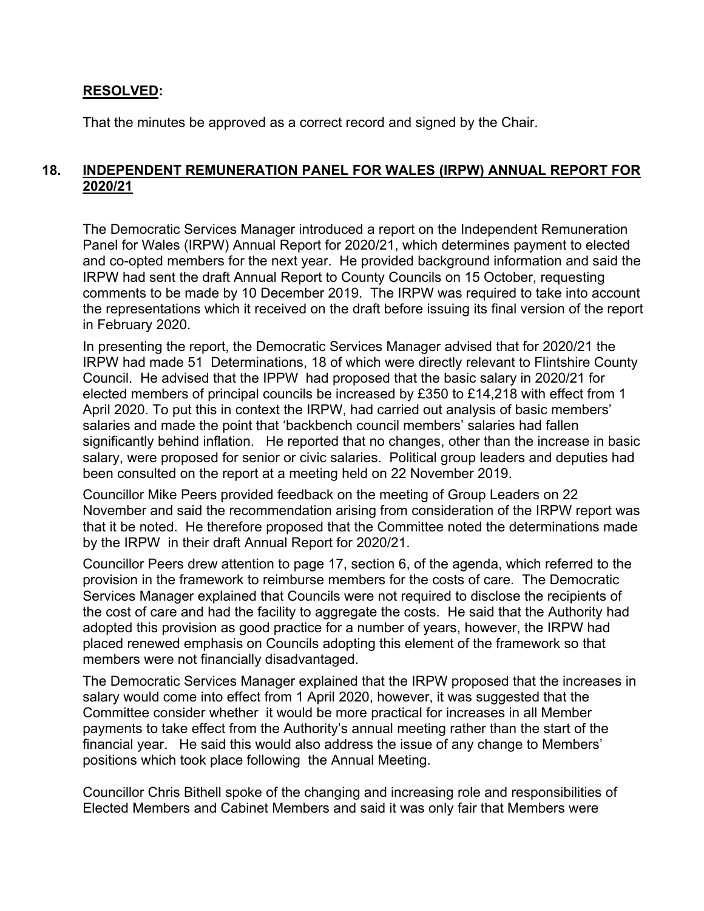**RESOLVED:**

That the minutes be approved as a correct record and signed by the Chair.

## 18. INDEPENDENT REMUNERATION PANEL FOR WALES (IRPW) ANNUAL REPORT FOR 2020/21

The Democratic Services Manager introduced a report on the Independent Remuneration Panel for Wales (IRPW) Annual Report for 2020/21, which determines payment to elected and co-opted members for the next year. He provided background information and said the IRPW had sent the draft Annual Report to County Councils on 15 October, requesting comments to be made by 10 December 2019. The IRPW was required to take into account the representations which it received on the draft before issuing its final version of the report in February 2020.

In presenting the report, the Democratic Services Manager advised that for 2020/21 the IRPW had made 51 Determinations, 18 of which were directly relevant to Flintshire County Council. He advised that the IPPW had proposed that the basic salary in 2020/21 for elected members of principal councils be increased by £350 to £14,218 with effect from 1 April 2020. To put this in context the IRPW, had carried out analysis of basic members' salaries and made the point that 'backbench council members' salaries had fallen significantly behind inflation. He reported that no changes, other than the increase in basic salary, were proposed for senior or civic salaries. Political group leaders and deputies had been consulted on the report at a meeting held on 22 November 2019.

Councillor Mike Peers provided feedback on the meeting of Group Leaders on 22 November and said the recommendation arising from consideration of the IRPW report was that it be noted. He therefore proposed that the Committee noted the determinations made by the IRPW in their draft Annual Report for 2020/21.

Councillor Peers drew attention to page 17, section 6, of the agenda, which referred to the provision in the framework to reimburse members for the costs of care. The Democratic Services Manager explained that Councils were not required to disclose the recipients of the cost of care and had the facility to aggregate the costs. He said that the Authority had adopted this provision as good practice for a number of years, however, the IRPW had placed renewed emphasis on Councils adopting this element of the framework so that members were not financially disadvantaged.

The Democratic Services Manager explained that the IRPW proposed that the increases in salary would come into effect from 1 April 2020, however, it was suggested that the Committee consider whether it would be more practical for increases in all Member payments to take effect from the Authority's annual meeting rather than the start of the financial year. He said this would also address the issue of any change to Members' positions which took place following the Annual Meeting.

Councillor Chris Bithell spoke of the changing and increasing role and responsibilities of Elected Members and Cabinet Members and said it was only fair that Members were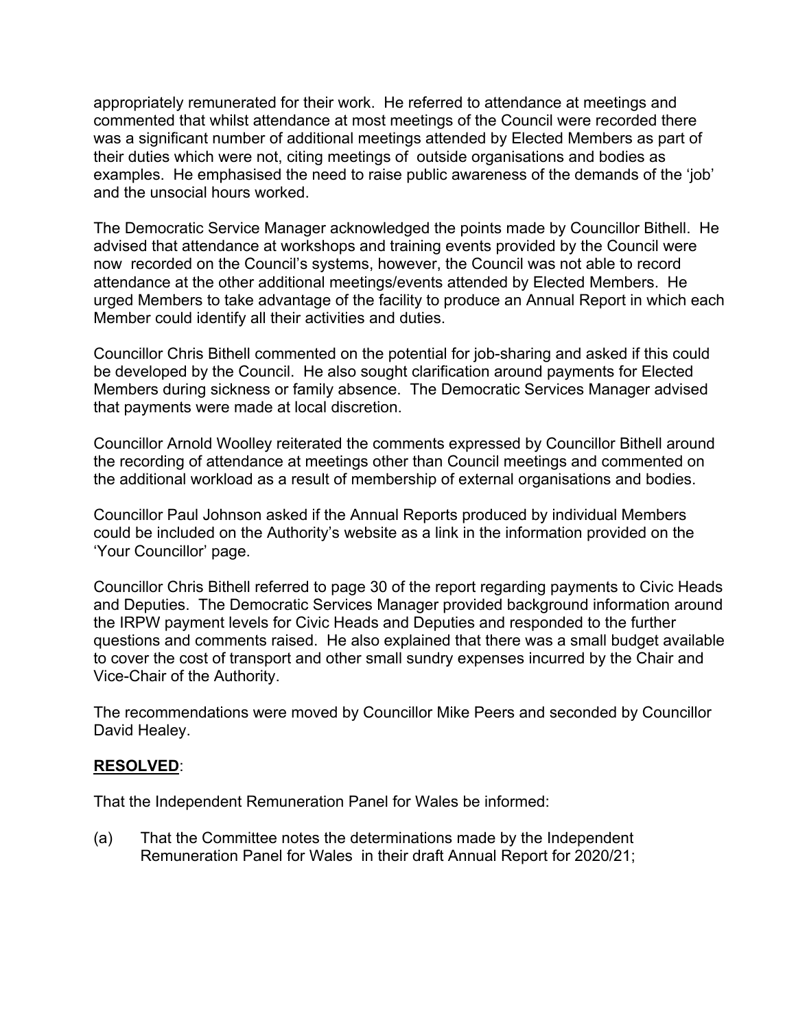appropriately remunerated for their work. He referred to attendance at meetings and commented that whilst attendance at most meetings of the Council were recorded there was a significant number of additional meetings attended by Elected Members as part of their duties which were not, citing meetings of outside organisations and bodies as examples. He emphasised the need to raise public awareness of the demands of the 'job' and the unsocial hours worked.

The Democratic Service Manager acknowledged the points made by Councillor Bithell. He advised that attendance at workshops and training events provided by the Council were now recorded on the Council's systems, however, the Council was not able to record attendance at the other additional meetings/events attended by Elected Members. He urged Members to take advantage of the facility to produce an Annual Report in which each Member could identify all their activities and duties.

Councillor Chris Bithell commented on the potential for job-sharing and asked if this could be developed by the Council. He also sought clarification around payments for Elected Members during sickness or family absence. The Democratic Services Manager advised that payments were made at local discretion.

Councillor Arnold Woolley reiterated the comments expressed by Councillor Bithell around the recording of attendance at meetings other than Council meetings and commented on the additional workload as a result of membership of external organisations and bodies.

Councillor Paul Johnson asked if the Annual Reports produced by individual Members could be included on the Authority's website as a link in the information provided on the 'Your Councillor' page.

Councillor Chris Bithell referred to page 30 of the report regarding payments to Civic Heads and Deputies. The Democratic Services Manager provided background information around the IRPW payment levels for Civic Heads and Deputies and responded to the further questions and comments raised. He also explained that there was a small budget available to cover the cost of transport and other small sundry expenses incurred by the Chair and Vice-Chair of the Authority.

The recommendations were moved by Councillor Mike Peers and seconded by Councillor David Healey.

**<u>RESOLVED</u>**:

That the Independent Remuneration Panel for Wales be informed:

(a) That the Committee notes the determinations made by the Independent Remuneration Panel for Wales in their draft Annual Report for 2020/21;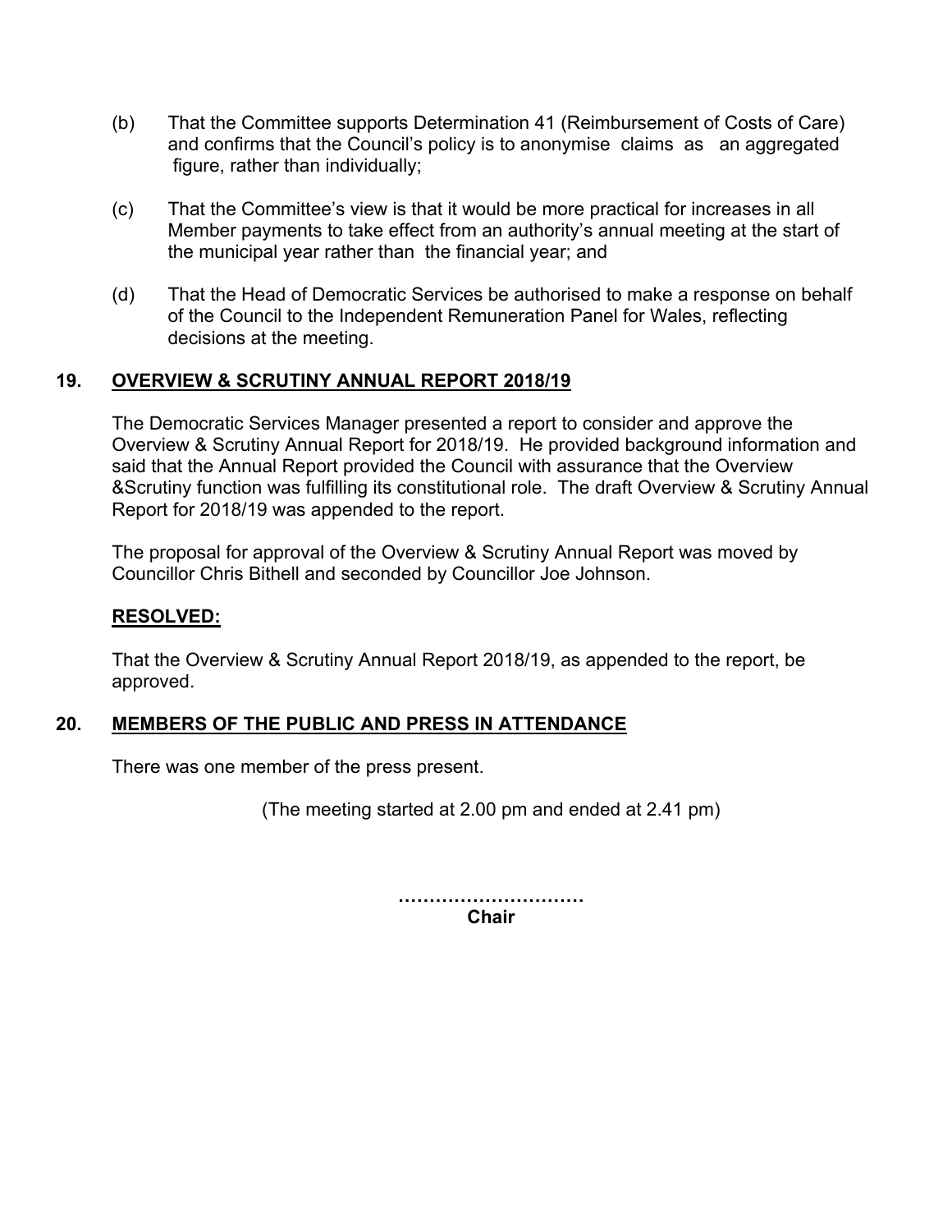(b) That the Committee supports Determination 41 (Reimbursement of Costs of Care) and confirms that the Council's policy is to anonymise claims as an aggregated figure, rather than individually;

(c) That the Committee's view is that it would be more practical for increases in all Member payments to take effect from an authority's annual meeting at the start of the municipal year rather than the financial year; and

(d) That the Head of Democratic Services be authorised to make a response on behalf of the Council to the Independent Remuneration Panel for Wales, reflecting decisions at the meeting.

## 19. OVERVIEW & SCRUTINY ANNUAL REPORT 2018/19

The Democratic Services Manager presented a report to consider and approve the Overview & Scrutiny Annual Report for 2018/19. He provided background information and said that the Annual Report provided the Council with assurance that the Overview &Scrutiny function was fulfilling its constitutional role. The draft Overview & Scrutiny Annual Report for 2018/19 was appended to the report.

The proposal for approval of the Overview & Scrutiny Annual Report was moved by Councillor Chris Bithell and seconded by Councillor Joe Johnson.

**RESOLVED:**

That the Overview & Scrutiny Annual Report 2018/19, as appended to the report, be approved.

## 20. MEMBERS OF THE PUBLIC AND PRESS IN ATTENDANCE

There was one member of the press present.

(The meeting started at 2.00 pm and ended at 2.41 pm)

…………………………
**Chair**